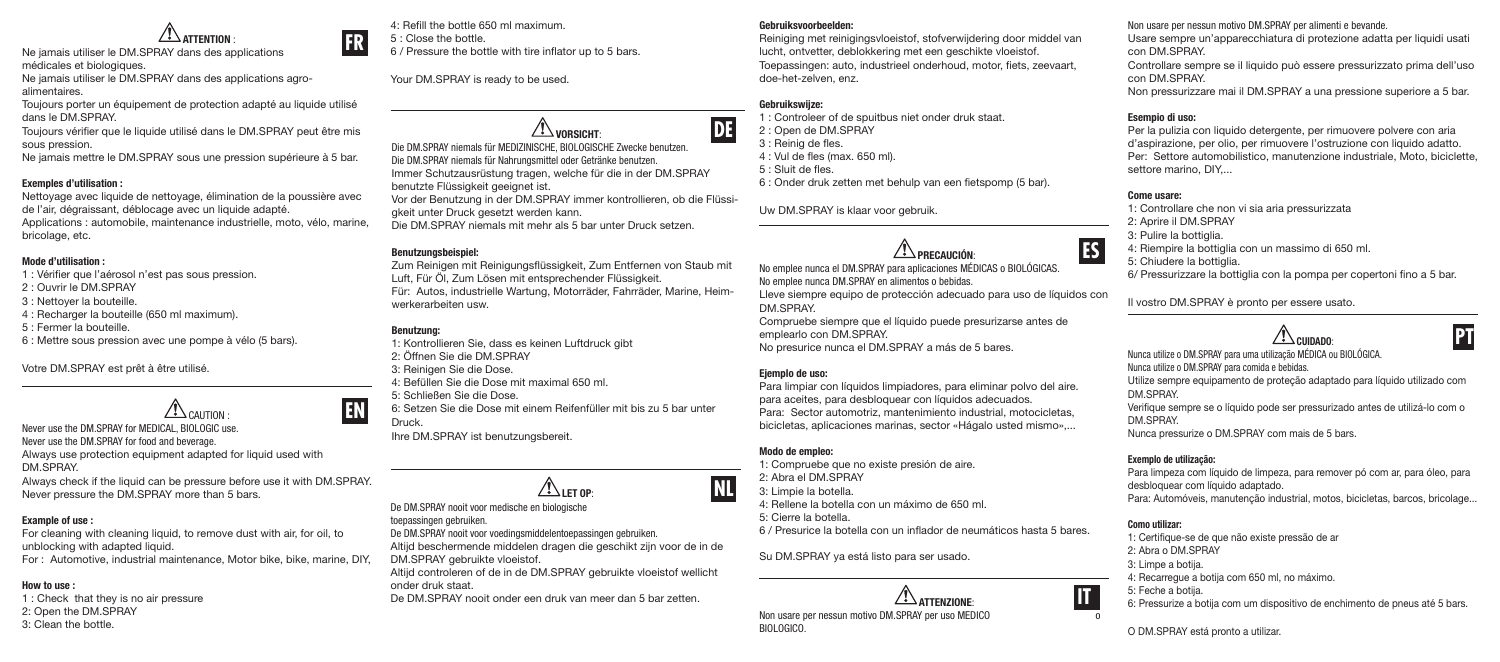## ⚠ ATTENTION : FR

Ne jamais utiliser le DM.SPRAY dans des applications médicales et biologiques.

Ne jamais utiliser le DM.SPRAY dans des applications agro-alimentaires.

Toujours porter un équipement de protection adapté au liquide utilisé dans le DM.SPRAY.

Toujours vérifier que le liquide utilisé dans le DM.SPRAY peut être mis sous pression.

Ne jamais mettre le DM.SPRAY sous une pression supérieure à 5 bar.

**Exemples d'utilisation :**

Nettoyage avec liquide de nettoyage, élimination de la poussière avec de l'air, dégraissant, déblocage avec un liquide adapté.

Applications : automobile, maintenance industrielle, moto, vélo, marine, bricolage, etc.

**Mode d'utilisation :**

1 : Vérifier que l'aérosol n'est pas sous pression.
2 : Ouvrir le DM.SPRAY
3 : Nettoyer la bouteille.
4 : Recharger la bouteille (650 ml maximum).
5 : Fermer la bouteille.
6 : Mettre sous pression avec une pompe à vélo (5 bars).

Votre DM.SPRAY est prêt à être utilisé.

## ⚠ CAUTION : EN

Never use the DM.SPRAY for MEDICAL, BIOLOGIC use.

Never use the DM.SPRAY for food and beverage.

Always use protection equipment adapted for liquid used with DM.SPRAY.

Always check if the liquid can be pressure before use it with DM.SPRAY.

Never pressure the DM.SPRAY more than 5 bars.

**Example of use :**

For cleaning with cleaning liquid, to remove dust with air, for oil, to unblocking with adapted liquid.

For : Automotive, industrial maintenance, Motor bike, bike, marine, DIY,

**How to use :**

1 : Check that they is no air pressure
2: Open the DM.SPRAY
3: Clean the bottle.
4: Refill the bottle 650 ml maximum.
5 : Close the bottle.
6 / Pressure the bottle with tire inflator up to 5 bars.

Your DM.SPRAY is ready to be used.

## ⚠ VORSICHT: DE

Die DM.SPRAY niemals für MEDIZINISCHE, BIOLOGISCHE Zwecke benutzen.

Die DM.SPRAY niemals für Nahrungsmittel oder Getränke benutzen.

Immer Schutzausrüstung tragen, welche für die in der DM.SPRAY benutzte Flüssigkeit geeignet ist.

Vor der Benutzung in der DM.SPRAY immer kontrollieren, ob die Flüssigkeit unter Druck gesetzt werden kann.

Die DM.SPRAY niemals mit mehr als 5 bar unter Druck setzen.

**Benutzungsbeispiel:**

Zum Reinigen mit Reinigungsflüssigkeit, Zum Entfernen von Staub mit Luft, Für Öl, Zum Lösen mit entsprechender Flüssigkeit.

Für: Autos, industrielle Wartung, Motorräder, Fahrräder, Marine, Heimwerkerarbeiten usw.

**Benutzung:**

1: Kontrollieren Sie, dass es keinen Luftdruck gibt
2: Öffnen Sie die DM.SPRAY
3: Reinigen Sie die Dose.
4: Befüllen Sie die Dose mit maximal 650 ml.
5: Schließen Sie die Dose.
6: Setzen Sie die Dose mit einem Reifenfüller mit bis zu 5 bar unter Druck.

Ihre DM.SPRAY ist benutzungsbereit.

## ⚠ LET OP: NL

De DM.SPRAY nooit voor medische en biologische toepassingen gebruiken.

De DM.SPRAY nooit voor voedingsmiddelentoepassingen gebruiken.

Altijd beschermende middelen dragen die geschikt zijn voor de in de DM.SPRAY gebruikte vloeistof.

Altijd controleren of de in de DM.SPRAY gebruikte vloeistof wellicht onder druk staat.

De DM.SPRAY nooit onder een druk van meer dan 5 bar zetten.

**Gebruiksvoorbeelden:**

Reiniging met reinigingsvloeistof, stofverwijdering door middel van lucht, ontvetter, deblokkering met een geschikte vloeistof.

Toepassingen: auto, industrieel onderhoud, motor, fiets, zeevaart, doe-het-zelven, enz.

**Gebruikswijze:**

1 : Controleer of de spuitbus niet onder druk staat.
2 : Open de DM.SPRAY
3 : Reinig de fles.
4 : Vul de fles (max. 650 ml).
5 : Sluit de fles.
6 : Onder druk zetten met behulp van een fietspomp (5 bar).

Uw DM.SPRAY is klaar voor gebruik.

## ⚠ PRECAUCIÓN: ES

No emplee nunca el DM.SPRAY para aplicaciones MÉDICAS o BIOLÓGICAS.

No emplee nunca DM.SPRAY en alimentos o bebidas.

Lleve siempre equipo de protección adecuado para uso de líquidos con DM.SPRAY.

Compruebe siempre que el líquido puede presurizarse antes de emplearlo con DM.SPRAY.

No presurice nunca el DM.SPRAY a más de 5 bares.

**Ejemplo de uso:**

Para limpiar con líquidos limpiadores, para eliminar polvo del aire. para aceites, para desbloquear con líquidos adecuados.

Para: Sector automotriz, mantenimiento industrial, motocicletas, bicicletas, aplicaciones marinas, sector «Hágalo usted mismo»,...

**Modo de empleo:**

1: Compruebe que no existe presión de aire.
2: Abra el DM.SPRAY
3: Limpie la botella.
4: Rellene la botella con un máximo de 650 ml.
5: Cierre la botella.
6 / Presurice la botella con un inflador de neumáticos hasta 5 bares.

Su DM.SPRAY ya está listo para ser usado.

## ⚠ ATTENZIONE: IT

Non usare per nessun motivo DM.SPRAY per uso MEDICO BIOLOGICO.

Non usare per nessun motivo DM.SPRAY per alimenti e bevande.

Usare sempre un'apparecchiatura di protezione adatta per liquidi usati con DM.SPRAY.

Controllare sempre se il liquido può essere pressurizzato prima dell'uso con DM.SPRAY.

Non pressurizzare mai il DM.SPRAY a una pressione superiore a 5 bar.

**Esempio di uso:**

Per la pulizia con liquido detergente, per rimuovere polvere con aria d'aspirazione, per olio, per rimuovere l'ostruzione con liquido adatto.

Per: Settore automobilistico, manutenzione industriale, Moto, biciclette, settore marino, DIY,...

**Come usare:**

1: Controllare che non vi sia aria pressurizzata
2: Aprire il DM.SPRAY
3: Pulire la bottiglia.
4: Riempire la bottiglia con un massimo di 650 ml.
5: Chiudere la bottiglia.
6/ Pressurizzare la bottiglia con la pompa per copertoni fino a 5 bar.

Il vostro DM.SPRAY è pronto per essere usato.

## ⚠ CUIDADO: PT

Nunca utilize o DM.SPRAY para uma utilização MÉDICA ou BIOLÓGICA.

Nunca utilize o DM.SPRAY para comida e bebidas.

Utilize sempre equipamento de proteção adaptado para líquido utilizado com DM.SPRAY.

Verifique sempre se o líquido pode ser pressurizado antes de utilizá-lo com o DM.SPRAY.

Nunca pressurize o DM.SPRAY com mais de 5 bars.

**Exemplo de utilização:**

Para limpeza com líquido de limpeza, para remover pó com ar, para óleo, para desbloquear com líquido adaptado.

Para: Automóveis, manutenção industrial, motos, bicicletas, barcos, bricolage...

**Como utilizar:**

1: Certifique-se de que não existe pressão de ar
2: Abra o DM.SPRAY
3: Limpe a botija.
4: Recarregue a botija com 650 ml, no máximo.
5: Feche a botija.
6: Pressurize a botija com um dispositivo de enchimento de pneus até 5 bars.

O DM.SPRAY está pronto a utilizar.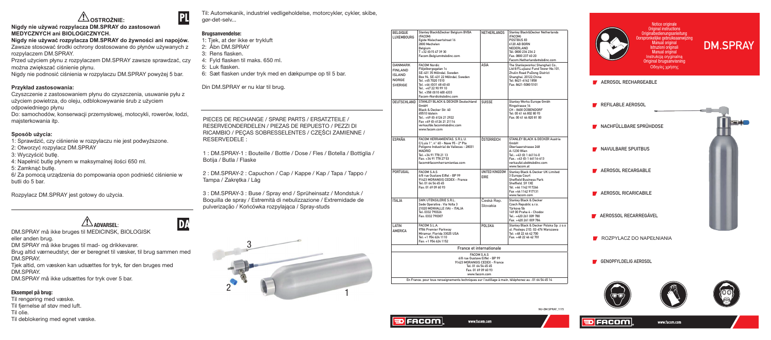## ⚠ OSTROŻNIE:

PL

**Nigdy nie używać rozpylacza DM.SPRAY do zastosowań MEDYCZNYCH ani BIOLOGICZNYCH.**

**Nigdy nie używać rozpylacza DM.SPRAY do żywności ani napojów.**

Zawsze stosować środki ochrony dostosowane do płynów używanych z rozpylaczem DM.SPRAY.

Przed użyciem płynu z rozpylaczem DM.SPRAY zawsze sprawdzać, czy można zwiększać ciśnienie płynu.

Nigdy nie podnosić ciśnienia w rozpylaczu DM.SPRAY powyżej 5 bar.

### Przykład zastosowania:

Czyszczenie z zastosowaniem płynu do czyszczenia, usuwanie pyłu z użyciem powietrza, do oleju, odblokowywanie śrub z użyciem odpowiedniego płynu

Do: samochodów, konserwacji przemysłowej, motocykli, rowerów, łodzi, majsterkowania itp.

### Sposób użycia:

1: Sprawdzić, czy ciśnienie w rozpylaczu nie jest podwyższone.
2: Otworzyć rozpylacz DM.SPRAY
3: Wyczyścić butlę.
4: Napełnić butlę płynem w maksymalnej ilości 650 ml.
5: Zamknąć butlę.
6/ Za pomocą urządzenia do pompowania opon podnieść ciśnienie w butli do 5 bar.

Rozpylacz DM.SPRAY jest gotowy do użycia.

## ⚠ ADVARSEL:

DA

DM.SPRAY må ikke bruges til MEDICINSK, BIOLOGISK eller anden brug.

DM SPRAY må ikke bruges til mad- og drikkevarer.

Brug altid værneudstyr, der er beregnet til væsker, til brug sammen med DM.SPRAY.

Tjek altid, om væsken kan udsættes for tryk, før den bruges med DM.SPRAY.

DM.SPRAY må ikke udsættes for tryk over 5 bar.

### Eksempel på brug:

Til rengøring med væske.
Til fjernelse af støv med luft.
Til olie.
Til deblokering med egnet væske.

Til: Automekanik, industriel vedligeholdelse, motorcykler, cykler, skibe, gør-det-selv...

### Brugsanvendelse:

1: Tjek, at der ikke er trykluft
2: Åbn DM.SPRAY
3: Rens flasken.
4: Fyld flasken til maks. 650 ml.
5: Luk flasken.
6: Sæt flasken under tryk med en dækpumpe op til 5 bar.

Din DM.SPRAY er nu klar til brug.

PIECES DE RECHANGE / SPARE PARTS / ERSATZTEILE / RESERVEONDERDELEN / PIEZAS DE REPUESTO / PEZZI DI RICAMBIO / PEÇAS SOBRESSELENTES / CZĘŚCI ZAMIENNE / RESERVEDELE :

1 : DM.SPRAY-1 : Bouteille / Bottle / Dose / Fles / Botella / Bottiglia / Botija / Butla / Flaske

2 : DM.SPRAY-2 : Capuchon / Cap / Kappe / Kap / Tapa / Tappo / Tampa / Zakrętka / Låg

3 : DM.SPRAY-3 : Buse / Spray end / Sprüheinsatz / Mondstuk / Boquilla de spray / Estremità di nebulizzazione / Extremidade de pulverização / Końcówka rozpylająca / Spray-studs

3
2
1

| | | | |
|---|---|---|---|
| BELGIQUE LUXEMBOURG | Stanley Black&Decker Belgium BVBA (FACOM) Egide Walschaertstraat 16 2800 Mechelen Belgium T +32 (0)15 47 39 30 Facom.Belgium@sbdinc.com | NETHERLANDS | Stanley Black&Decker Netherlands (FACOM) POSTBUS 83 6120 AB BORN NEDERLAND Tél. 0800 236 236 2 Fax. 0800 237 60 20 Facom.Netherlands@sbdinc.com |
| DANMARK FINLAND ISLAND NORGE SVERIGE | FACOM Nordic Flöjelbergsgatan 1c SE-431 35 Mölndal. Sweden Box 94. SE-431 22 Mölndal. Sweden Tel. +45 7020 1510 Tel. +46 (0)31 68 60 60 Tel.. +47 22 90 99 10 Tel. +358 (0)10 400 4333 Facom-Nordic@sbdinc.com | ASIA | The Stanleyworks( Shanghai) Co. Ltd 8/F,Lujiazui Fund Tower No.101, Zhulin Road PuDong District Shanghai. 20122.China Tel. 8621-6162 1858 Fax. 8621-5080 5101 |
| DEUTSCHLAND | STANLEY BLACK & DECKER Deutschland GmbH Black & Decker Str. 40 65510 Idstein Tel.. +49 (0) 6126 21 2922 Fax +49 (0) 6126 21 21114 verkaufde.facom@sbdinc.com www.facom.com | SUISSE | Stanley Works Europe Gmbh Ringstrasse 14 CH - 8600 DÜBENDORF Tel. 00 41 44 802 80 93 Fax. 00 41 44 820 81 00 |
| ESPAÑA | FACOM HERRAMIENTAS. S.R.L.U. C/ Luis 1°. n° 60 – Nave 95 – 2ª Pta Polígono Industrial de Vallecas - 28031 MADRID Tel. +34 91 778 21 13 Fax. +34 91 778 27 53 facom@facomherramientas.com | ÖSTERREICH | STANLEY BLACK & DECKER Austria GmbH Oberlaaerstrasse 248 A-1230 Wien Tel.: +43 (0) 1 66116-0 Fax.: +43 (0) 1 66116-613 verkaufat.sbd@sbdinc.com www.facom.at |
| PORTUGAL | FACOM S.A.S 6/8 rue Gustave Eiffel – BP 99 91423 MORANGIS CEDEX - France Tel. 01 64 54 45 45 Fax. 01 69 09 60 93 | UNITED KINGDOM EIRE | Stanley Black & Decker UK Limited 3 Europe Court Sheffield Business Park Sheffield. S9 1XE Tél. +44 1142 917266 Fax +44 1142 917131 www.facom.com |
| ITALIA | SWK UTENSILERIE S.R.L. Sede Operativa . Via Volta 3 21020 MONVALLE (VA) - ITALIA Tel. 0332 790326 Fax. 0332 790307 | Česká Rep. Slovakia | Stanley Black & Decker Czech Republic s.r.o. Türkova 5b 149 00 Praha 4 – Chodov Tel.: +420 261 009 780 Fax.: +420 261 009 784 |
| LATIN AMERICA | FACOM S.L.A. 9786 Premier Parkway Miramar, Florida 33025 USA Tel. +1 954 624 1110 Fax. +1 954 624 1152 | POLSKA | Stanley Black & Decker Polska Sp. z o.o ul. Postępu 21D, 02-676 Warszawa Tel. +48 22 46 42 700 Fax. +48 22 46 42 701 |

France et internationale

FACOM S.A.S
6/8 rue Gustave Eiffel – BP 99
91423 MORANGIS CEDEX - France
Tel. 01 64 54 45 45
Fax. 01 69 09 60 93
www.facom.com

En France, pour tous renseignements techniques sur l'outillage à main, téléphonez au : 01 64 54 45 14

NU-DM.SPRAY_1115

FACOM www.facom.com

Notice originale
Original instructions
Originalbedienungsanleitung
Oorspronkelijke gebruiksaanwijzing
Manual original
Istruzioni originali
Manual original
Instrukcja oryginalną
Original brugsanvisning
Οδηγίες χρήσης

# DM.SPRAY

- AEROSOL RECHARGEABLE
- REFILABLE AEROSOL
- NACHFÜLLBARE SPRÜHDOSE
- NAVULBARE SPUITBUS
- AEROSOL RECARGABLE
- AEROSOL RICARICABILE
- AEROSSOL RECARREGÁVEL
- ROZPYLACZ DO NAPEŁNIANIA
- GENOPFYLDELIG AEROSOL

FACOM www.facom.com